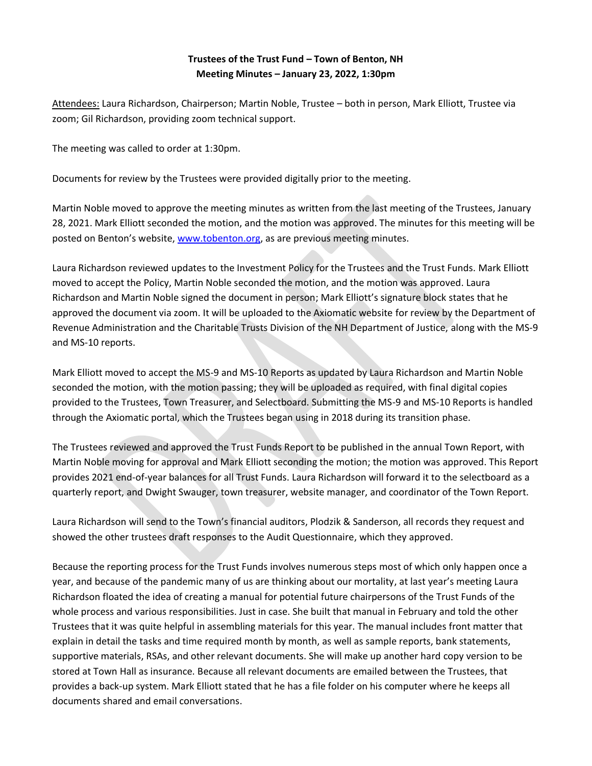**Trustees of the Trust Fund – Town of Benton, NH**
**Meeting Minutes – January 23, 2022, 1:30pm**

Attendees: Laura Richardson, Chairperson; Martin Noble, Trustee – both in person, Mark Elliott, Trustee via zoom; Gil Richardson, providing zoom technical support.

The meeting was called to order at 1:30pm.

Documents for review by the Trustees were provided digitally prior to the meeting.

Martin Noble moved to approve the meeting minutes as written from the last meeting of the Trustees, January 28, 2021. Mark Elliott seconded the motion, and the motion was approved. The minutes for this meeting will be posted on Benton's website, www.tobenton.org, as are previous meeting minutes.

Laura Richardson reviewed updates to the Investment Policy for the Trustees and the Trust Funds. Mark Elliott moved to accept the Policy, Martin Noble seconded the motion, and the motion was approved. Laura Richardson and Martin Noble signed the document in person; Mark Elliott's signature block states that he approved the document via zoom. It will be uploaded to the Axiomatic website for review by the Department of Revenue Administration and the Charitable Trusts Division of the NH Department of Justice, along with the MS-9 and MS-10 reports.

Mark Elliott moved to accept the MS-9 and MS-10 Reports as updated by Laura Richardson and Martin Noble seconded the motion, with the motion passing; they will be uploaded as required, with final digital copies provided to the Trustees, Town Treasurer, and Selectboard. Submitting the MS-9 and MS-10 Reports is handled through the Axiomatic portal, which the Trustees began using in 2018 during its transition phase.

The Trustees reviewed and approved the Trust Funds Report to be published in the annual Town Report, with Martin Noble moving for approval and Mark Elliott seconding the motion; the motion was approved. This Report provides 2021 end-of-year balances for all Trust Funds. Laura Richardson will forward it to the selectboard as a quarterly report, and Dwight Swauger, town treasurer, website manager, and coordinator of the Town Report.

Laura Richardson will send to the Town's financial auditors, Plodzik & Sanderson, all records they request and showed the other trustees draft responses to the Audit Questionnaire, which they approved.

Because the reporting process for the Trust Funds involves numerous steps most of which only happen once a year, and because of the pandemic many of us are thinking about our mortality, at last year's meeting Laura Richardson floated the idea of creating a manual for potential future chairpersons of the Trust Funds of the whole process and various responsibilities. Just in case. She built that manual in February and told the other Trustees that it was quite helpful in assembling materials for this year. The manual includes front matter that explain in detail the tasks and time required month by month, as well as sample reports, bank statements, supportive materials, RSAs, and other relevant documents. She will make up another hard copy version to be stored at Town Hall as insurance. Because all relevant documents are emailed between the Trustees, that provides a back-up system. Mark Elliott stated that he has a file folder on his computer where he keeps all documents shared and email conversations.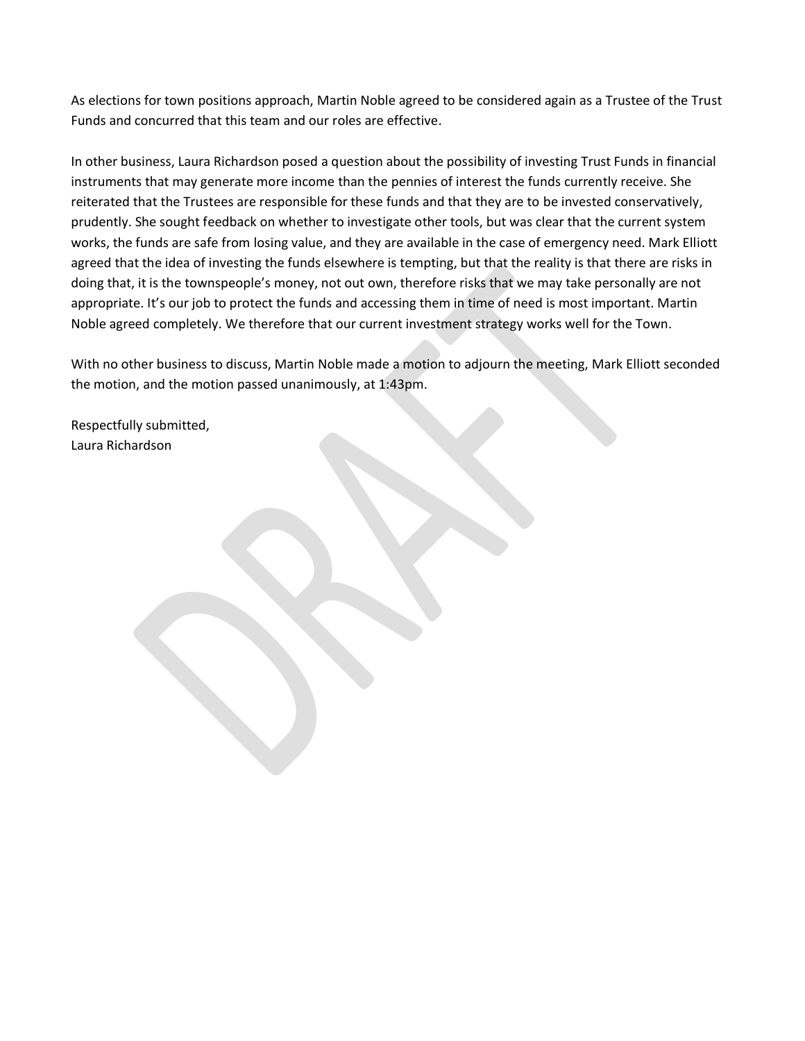As elections for town positions approach, Martin Noble agreed to be considered again as a Trustee of the Trust Funds and concurred that this team and our roles are effective.

In other business, Laura Richardson posed a question about the possibility of investing Trust Funds in financial instruments that may generate more income than the pennies of interest the funds currently receive. She reiterated that the Trustees are responsible for these funds and that they are to be invested conservatively, prudently. She sought feedback on whether to investigate other tools, but was clear that the current system works, the funds are safe from losing value, and they are available in the case of emergency need. Mark Elliott agreed that the idea of investing the funds elsewhere is tempting, but that the reality is that there are risks in doing that, it is the townspeople's money, not out own, therefore risks that we may take personally are not appropriate. It's our job to protect the funds and accessing them in time of need is most important. Martin Noble agreed completely. We therefore that our current investment strategy works well for the Town.

With no other business to discuss, Martin Noble made a motion to adjourn the meeting, Mark Elliott seconded the motion, and the motion passed unanimously, at 1:43pm.

Respectfully submitted,
Laura Richardson